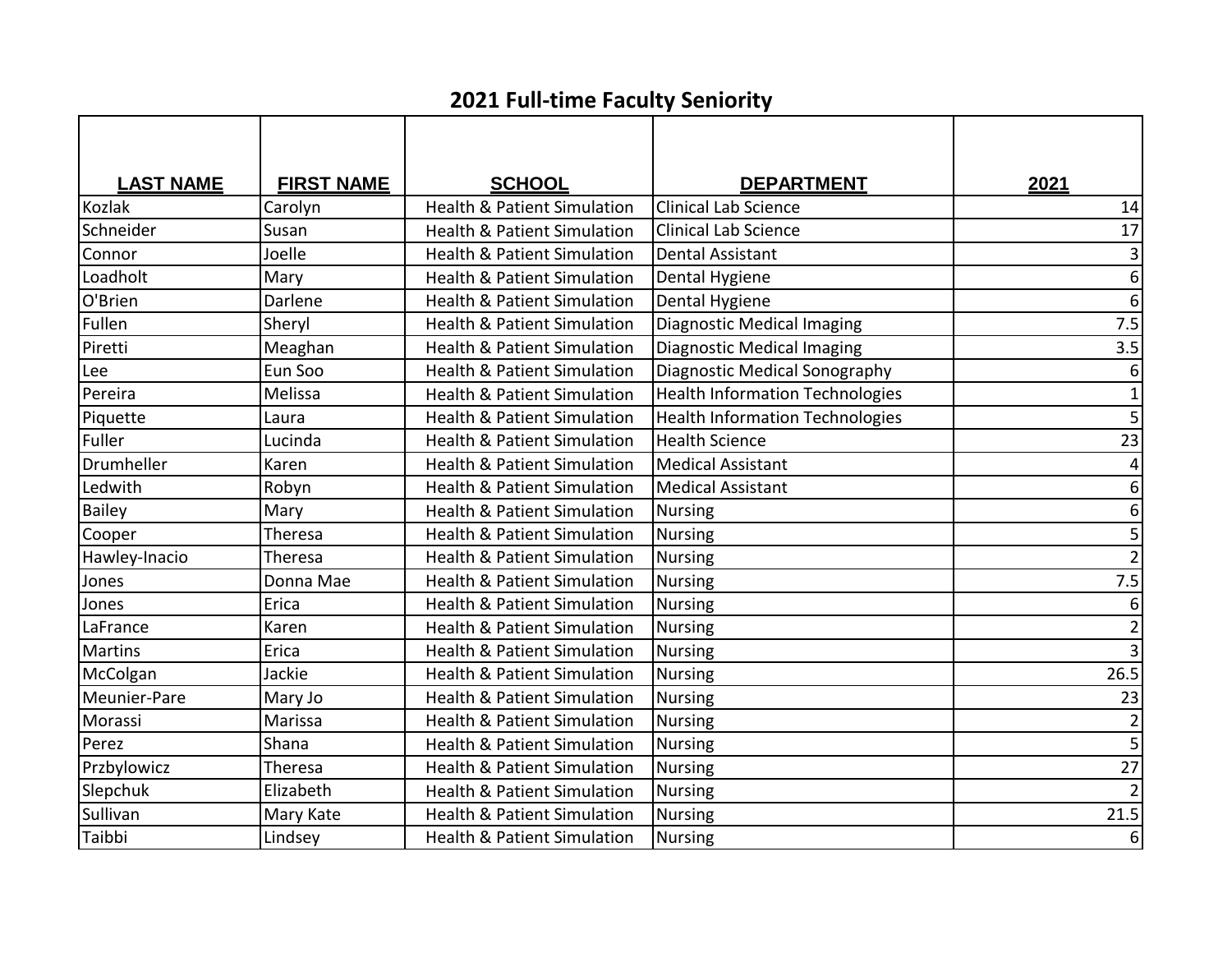# 2021 Full-time Faculty Seniority

| LAST NAME | FIRST NAME | SCHOOL | DEPARTMENT | 2021 |
|---|---|---|---|---|
| Kozlak | Carolyn | Health & Patient Simulation | Clinical Lab Science | 14 |
| Schneider | Susan | Health & Patient Simulation | Clinical Lab Science | 17 |
| Connor | Joelle | Health & Patient Simulation | Dental Assistant | 3 |
| Loadholt | Mary | Health & Patient Simulation | Dental Hygiene | 6 |
| O'Brien | Darlene | Health & Patient Simulation | Dental Hygiene | 6 |
| Fullen | Sheryl | Health & Patient Simulation | Diagnostic Medical Imaging | 7.5 |
| Piretti | Meaghan | Health & Patient Simulation | Diagnostic Medical Imaging | 3.5 |
| Lee | Eun Soo | Health & Patient Simulation | Diagnostic Medical Sonography | 6 |
| Pereira | Melissa | Health & Patient Simulation | Health Information Technologies | 1 |
| Piquette | Laura | Health & Patient Simulation | Health Information Technologies | 5 |
| Fuller | Lucinda | Health & Patient Simulation | Health Science | 23 |
| Drumheller | Karen | Health & Patient Simulation | Medical Assistant | 4 |
| Ledwith | Robyn | Health & Patient Simulation | Medical Assistant | 6 |
| Bailey | Mary | Health & Patient Simulation | Nursing | 6 |
| Cooper | Theresa | Health & Patient Simulation | Nursing | 5 |
| Hawley-Inacio | Theresa | Health & Patient Simulation | Nursing | 2 |
| Jones | Donna Mae | Health & Patient Simulation | Nursing | 7.5 |
| Jones | Erica | Health & Patient Simulation | Nursing | 6 |
| LaFrance | Karen | Health & Patient Simulation | Nursing | 2 |
| Martins | Erica | Health & Patient Simulation | Nursing | 3 |
| McColgan | Jackie | Health & Patient Simulation | Nursing | 26.5 |
| Meunier-Pare | Mary Jo | Health & Patient Simulation | Nursing | 23 |
| Morassi | Marissa | Health & Patient Simulation | Nursing | 2 |
| Perez | Shana | Health & Patient Simulation | Nursing | 5 |
| Przbylowicz | Theresa | Health & Patient Simulation | Nursing | 27 |
| Slepchuk | Elizabeth | Health & Patient Simulation | Nursing | 2 |
| Sullivan | Mary Kate | Health & Patient Simulation | Nursing | 21.5 |
| Taibbi | Lindsey | Health & Patient Simulation | Nursing | 6 |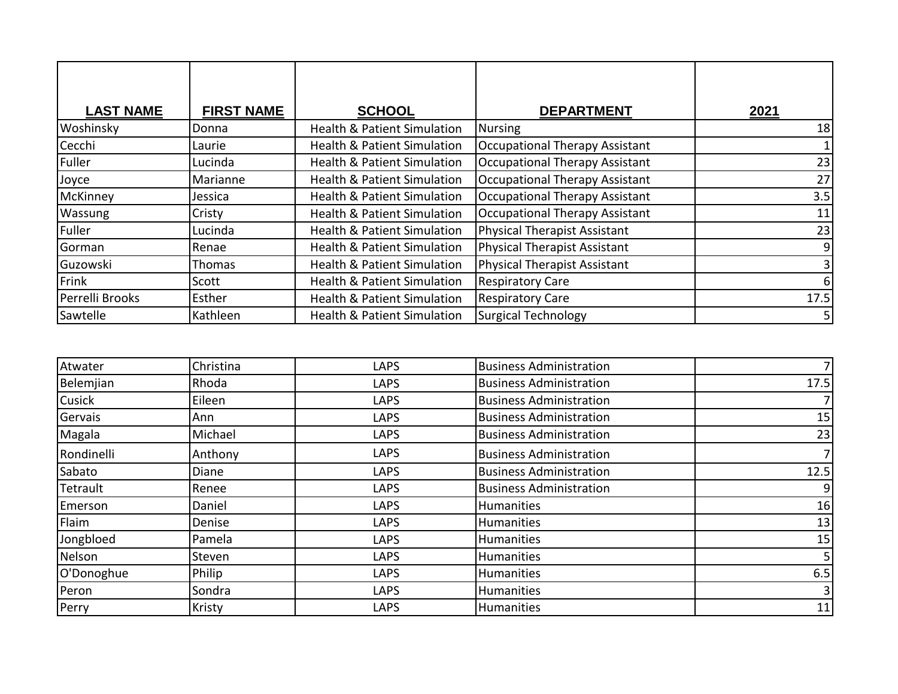| LAST NAME | FIRST NAME | SCHOOL | DEPARTMENT | 2021 |
|---|---|---|---|---|
| Woshinsky | Donna | Health & Patient Simulation | Nursing | 18 |
| Cecchi | Laurie | Health & Patient Simulation | Occupational Therapy Assistant | 1 |
| Fuller | Lucinda | Health & Patient Simulation | Occupational Therapy Assistant | 23 |
| Joyce | Marianne | Health & Patient Simulation | Occupational Therapy Assistant | 27 |
| McKinney | Jessica | Health & Patient Simulation | Occupational Therapy Assistant | 3.5 |
| Wassung | Cristy | Health & Patient Simulation | Occupational Therapy Assistant | 11 |
| Fuller | Lucinda | Health & Patient Simulation | Physical Therapist Assistant | 23 |
| Gorman | Renae | Health & Patient Simulation | Physical Therapist Assistant | 9 |
| Guzowski | Thomas | Health & Patient Simulation | Physical Therapist Assistant | 3 |
| Frink | Scott | Health & Patient Simulation | Respiratory Care | 6 |
| Perrelli Brooks | Esther | Health & Patient Simulation | Respiratory Care | 17.5 |
| Sawtelle | Kathleen | Health & Patient Simulation | Surgical Technology | 5 |

| LAST NAME | FIRST NAME | SCHOOL | DEPARTMENT | 2021 |
|---|---|---|---|---|
| Atwater | Christina | LAPS | Business Administration | 7 |
| Belemjian | Rhoda | LAPS | Business Administration | 17.5 |
| Cusick | Eileen | LAPS | Business Administration | 7 |
| Gervais | Ann | LAPS | Business Administration | 15 |
| Magala | Michael | LAPS | Business Administration | 23 |
| Rondinelli | Anthony | LAPS | Business Administration | 7 |
| Sabato | Diane | LAPS | Business Administration | 12.5 |
| Tetrault | Renee | LAPS | Business Administration | 9 |
| Emerson | Daniel | LAPS | Humanities | 16 |
| Flaim | Denise | LAPS | Humanities | 13 |
| Jongbloed | Pamela | LAPS | Humanities | 15 |
| Nelson | Steven | LAPS | Humanities | 5 |
| O'Donoghue | Philip | LAPS | Humanities | 6.5 |
| Peron | Sondra | LAPS | Humanities | 3 |
| Perry | Kristy | LAPS | Humanities | 11 |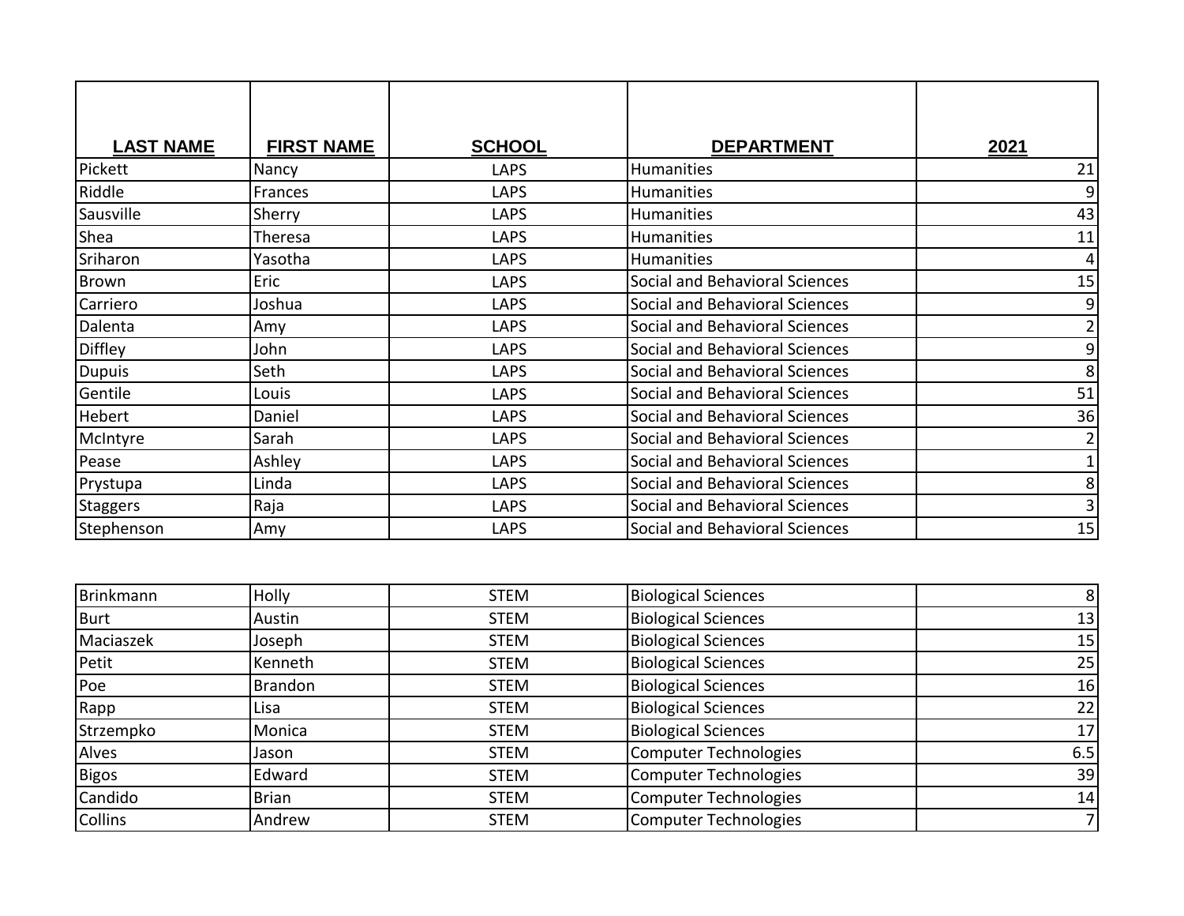| LAST NAME | FIRST NAME | SCHOOL | DEPARTMENT | 2021 |
|---|---|---|---|---|
| Pickett | Nancy | LAPS | Humanities | 21 |
| Riddle | Frances | LAPS | Humanities | 9 |
| Sausville | Sherry | LAPS | Humanities | 43 |
| Shea | Theresa | LAPS | Humanities | 11 |
| Sriharon | Yasotha | LAPS | Humanities | 4 |
| Brown | Eric | LAPS | Social and Behavioral Sciences | 15 |
| Carriero | Joshua | LAPS | Social and Behavioral Sciences | 9 |
| Dalenta | Amy | LAPS | Social and Behavioral Sciences | 2 |
| Diffley | John | LAPS | Social and Behavioral Sciences | 9 |
| Dupuis | Seth | LAPS | Social and Behavioral Sciences | 8 |
| Gentile | Louis | LAPS | Social and Behavioral Sciences | 51 |
| Hebert | Daniel | LAPS | Social and Behavioral Sciences | 36 |
| McIntyre | Sarah | LAPS | Social and Behavioral Sciences | 2 |
| Pease | Ashley | LAPS | Social and Behavioral Sciences | 1 |
| Prystupa | Linda | LAPS | Social and Behavioral Sciences | 8 |
| Staggers | Raja | LAPS | Social and Behavioral Sciences | 3 |
| Stephenson | Amy | LAPS | Social and Behavioral Sciences | 15 |

| LAST NAME | FIRST NAME | SCHOOL | DEPARTMENT | 2021 |
|---|---|---|---|---|
| Brinkmann | Holly | STEM | Biological Sciences | 8 |
| Burt | Austin | STEM | Biological Sciences | 13 |
| Maciaszek | Joseph | STEM | Biological Sciences | 15 |
| Petit | Kenneth | STEM | Biological Sciences | 25 |
| Poe | Brandon | STEM | Biological Sciences | 16 |
| Rapp | Lisa | STEM | Biological Sciences | 22 |
| Strzempko | Monica | STEM | Biological Sciences | 17 |
| Alves | Jason | STEM | Computer Technologies | 6.5 |
| Bigos | Edward | STEM | Computer Technologies | 39 |
| Candido | Brian | STEM | Computer Technologies | 14 |
| Collins | Andrew | STEM | Computer Technologies | 7 |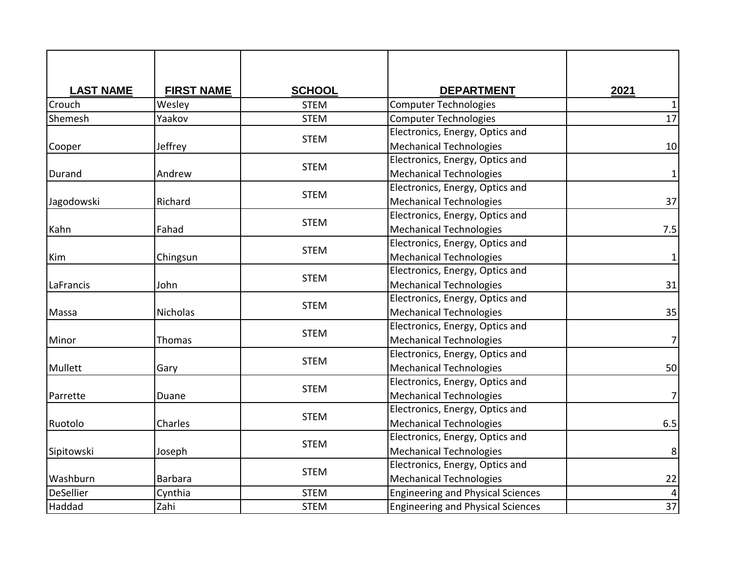| LAST NAME | FIRST NAME | SCHOOL | DEPARTMENT | 2021 |
|---|---|---|---|---|
| Crouch | Wesley | STEM | Computer Technologies | 1 |
| Shemesh | Yaakov | STEM | Computer Technologies | 17 |
| Cooper | Jeffrey | STEM | Electronics, Energy, Optics and Mechanical Technologies | 10 |
| Durand | Andrew | STEM | Electronics, Energy, Optics and Mechanical Technologies | 1 |
| Jagodowski | Richard | STEM | Electronics, Energy, Optics and Mechanical Technologies | 37 |
| Kahn | Fahad | STEM | Electronics, Energy, Optics and Mechanical Technologies | 7.5 |
| Kim | Chingsun | STEM | Electronics, Energy, Optics and Mechanical Technologies | 1 |
| LaFrancis | John | STEM | Electronics, Energy, Optics and Mechanical Technologies | 31 |
| Massa | Nicholas | STEM | Electronics, Energy, Optics and Mechanical Technologies | 35 |
| Minor | Thomas | STEM | Electronics, Energy, Optics and Mechanical Technologies | 7 |
| Mullett | Gary | STEM | Electronics, Energy, Optics and Mechanical Technologies | 50 |
| Parrette | Duane | STEM | Electronics, Energy, Optics and Mechanical Technologies | 7 |
| Ruotolo | Charles | STEM | Electronics, Energy, Optics and Mechanical Technologies | 6.5 |
| Sipitowski | Joseph | STEM | Electronics, Energy, Optics and Mechanical Technologies | 8 |
| Washburn | Barbara | STEM | Electronics, Energy, Optics and Mechanical Technologies | 22 |
| DeSellier | Cynthia | STEM | Engineering and Physical Sciences | 4 |
| Haddad | Zahi | STEM | Engineering and Physical Sciences | 37 |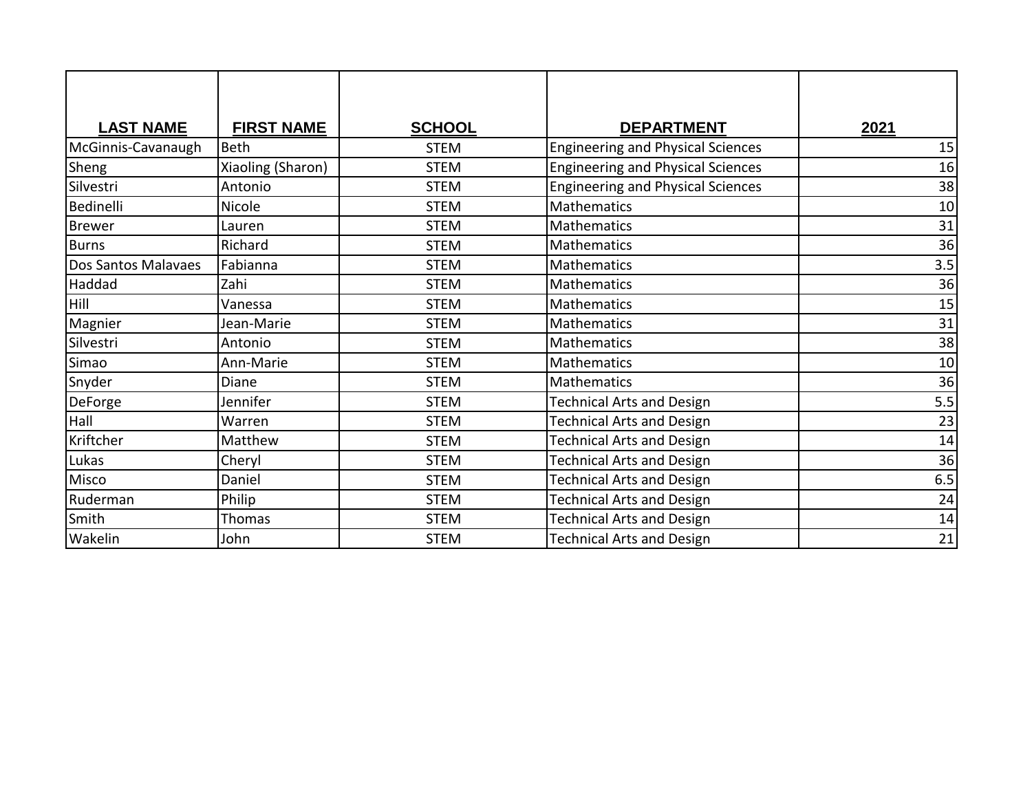| LAST NAME | FIRST NAME | SCHOOL | DEPARTMENT | 2021 |
|---|---|---|---|---|
| McGinnis-Cavanaugh | Beth | STEM | Engineering and Physical Sciences | 15 |
| Sheng | Xiaoling (Sharon) | STEM | Engineering and Physical Sciences | 16 |
| Silvestri | Antonio | STEM | Engineering and Physical Sciences | 38 |
| Bedinelli | Nicole | STEM | Mathematics | 10 |
| Brewer | Lauren | STEM | Mathematics | 31 |
| Burns | Richard | STEM | Mathematics | 36 |
| Dos Santos Malavaes | Fabianna | STEM | Mathematics | 3.5 |
| Haddad | Zahi | STEM | Mathematics | 36 |
| Hill | Vanessa | STEM | Mathematics | 15 |
| Magnier | Jean-Marie | STEM | Mathematics | 31 |
| Silvestri | Antonio | STEM | Mathematics | 38 |
| Simao | Ann-Marie | STEM | Mathematics | 10 |
| Snyder | Diane | STEM | Mathematics | 36 |
| DeForge | Jennifer | STEM | Technical Arts and Design | 5.5 |
| Hall | Warren | STEM | Technical Arts and Design | 23 |
| Kriftcher | Matthew | STEM | Technical Arts and Design | 14 |
| Lukas | Cheryl | STEM | Technical Arts and Design | 36 |
| Misco | Daniel | STEM | Technical Arts and Design | 6.5 |
| Ruderman | Philip | STEM | Technical Arts and Design | 24 |
| Smith | Thomas | STEM | Technical Arts and Design | 14 |
| Wakelin | John | STEM | Technical Arts and Design | 21 |